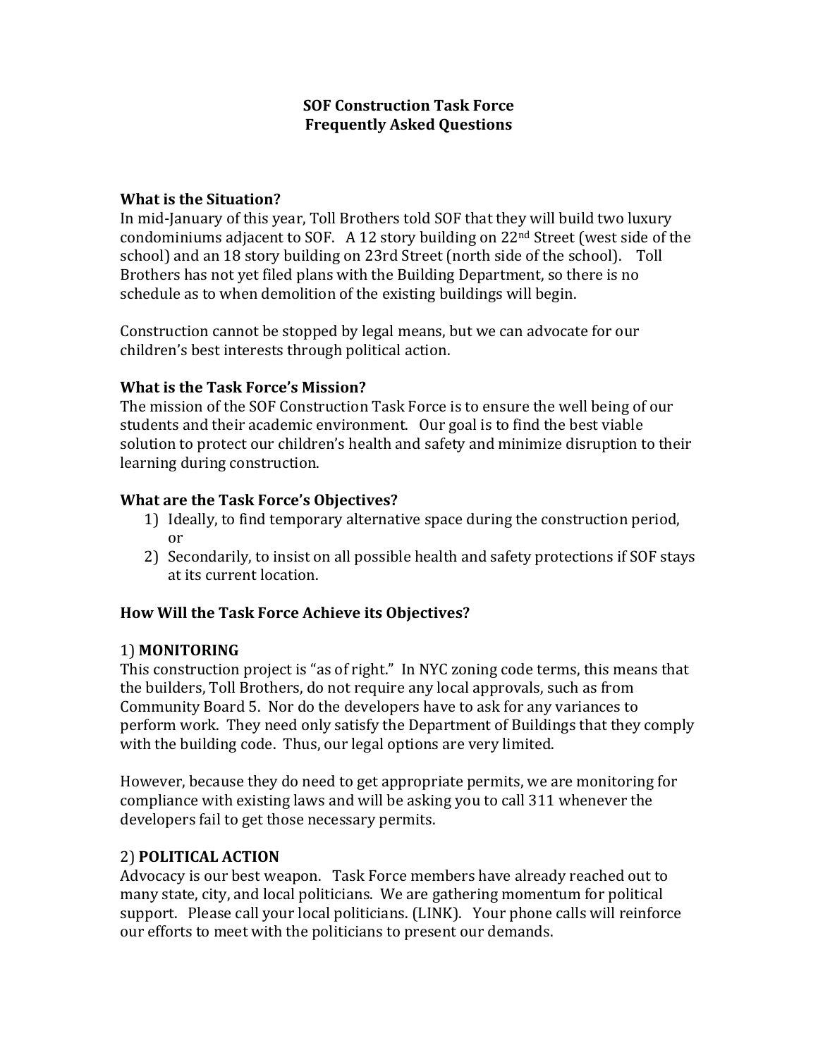# SOF Construction Task Force
# Frequently Asked Questions

### What is the Situation?

In mid-January of this year, Toll Brothers told SOF that they will build two luxury condominiums adjacent to SOF. A 12 story building on 22nd Street (west side of the school) and an 18 story building on 23rd Street (north side of the school). Toll Brothers has not yet filed plans with the Building Department, so there is no schedule as to when demolition of the existing buildings will begin.

Construction cannot be stopped by legal means, but we can advocate for our children's best interests through political action.

### What is the Task Force's Mission?

The mission of the SOF Construction Task Force is to ensure the well being of our students and their academic environment. Our goal is to find the best viable solution to protect our children's health and safety and minimize disruption to their learning during construction.

### What are the Task Force's Objectives?

1) Ideally, to find temporary alternative space during the construction period, or
2) Secondarily, to insist on all possible health and safety protections if SOF stays at its current location.

### How Will the Task Force Achieve its Objectives?

1) **MONITORING**

This construction project is "as of right." In NYC zoning code terms, this means that the builders, Toll Brothers, do not require any local approvals, such as from Community Board 5. Nor do the developers have to ask for any variances to perform work. They need only satisfy the Department of Buildings that they comply with the building code. Thus, our legal options are very limited.

However, because they do need to get appropriate permits, we are monitoring for compliance with existing laws and will be asking you to call 311 whenever the developers fail to get those necessary permits.

2) **POLITICAL ACTION**

Advocacy is our best weapon. Task Force members have already reached out to many state, city, and local politicians. We are gathering momentum for political support. Please call your local politicians. (LINK). Your phone calls will reinforce our efforts to meet with the politicians to present our demands.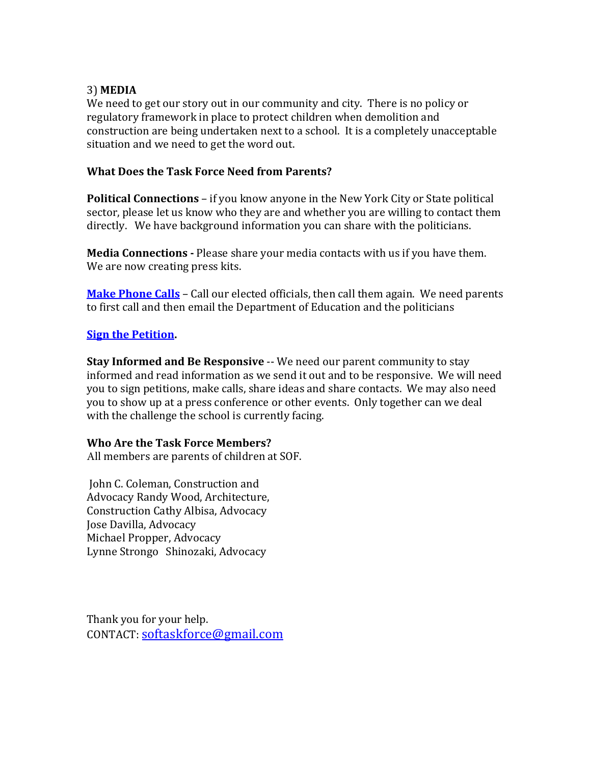3) **MEDIA**

We need to get our story out in our community and city. There is no policy or regulatory framework in place to protect children when demolition and construction are being undertaken next to a school. It is a completely unacceptable situation and we need to get the word out.

**What Does the Task Force Need from Parents?**

**Political Connections** – if you know anyone in the New York City or State political sector, please let us know who they are and whether you are willing to contact them directly. We have background information you can share with the politicians.

**Media Connections -** Please share your media contacts with us if you have them. We are now creating press kits.

**Make Phone Calls** – Call our elected officials, then call them again. We need parents to first call and then email the Department of Education and the politicians

**Sign the Petition.**

**Stay Informed and Be Responsive** -- We need our parent community to stay informed and read information as we send it out and to be responsive. We will need you to sign petitions, make calls, share ideas and share contacts. We may also need you to show up at a press conference or other events. Only together can we deal with the challenge the school is currently facing.

**Who Are the Task Force Members?**

All members are parents of children at SOF.

John C. Coleman, Construction and
Advocacy Randy Wood, Architecture,
Construction Cathy Albisa, Advocacy
Jose Davilla, Advocacy
Michael Propper, Advocacy
Lynne Strongo Shinozaki, Advocacy

Thank you for your help.
CONTACT: softaskforce@gmail.com